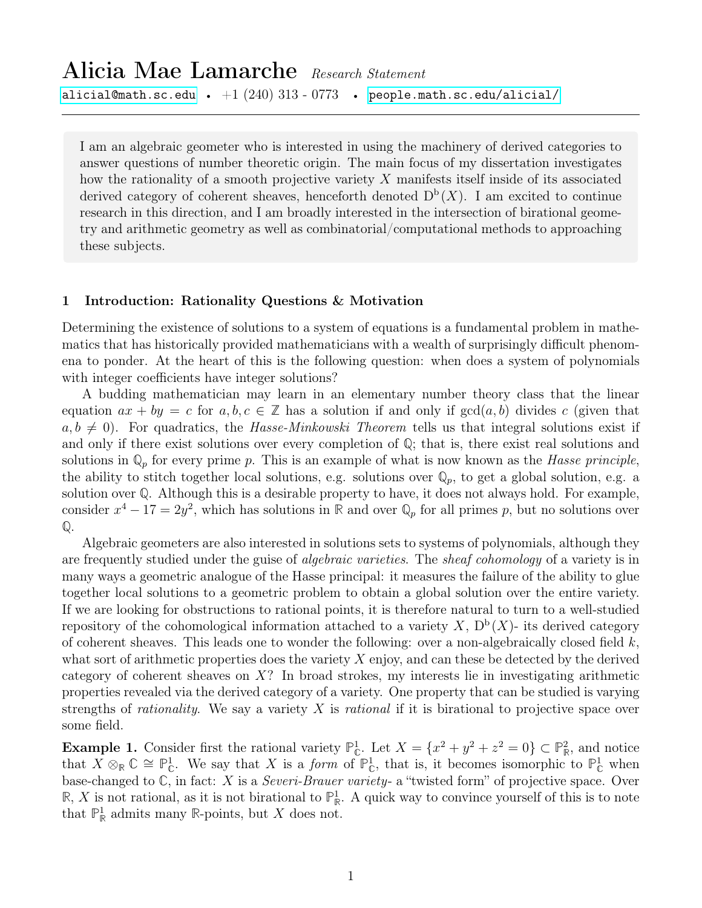# Alicia Mae Lamarche *Research Statement*

alicial@math.sc.edu • +1 (240) 313 - 0773 • people.math.sc.edu/alicial/

---

> I am an algebraic geometer who is interested in using the machinery of derived categories to answer questions of number theoretic origin. The main focus of my dissertation investigates how the rationality of a smooth projective variety $X$ manifests itself inside of its associated derived category of coherent sheaves, henceforth denoted $\mathrm{D}^{\mathrm{b}}(X)$. I am excited to continue research in this direction, and I am broadly interested in the intersection of birational geometry and arithmetic geometry as well as combinatorial/computational methods to approaching these subjects.

## 1 Introduction: Rationality Questions & Motivation

Determining the existence of solutions to a system of equations is a fundamental problem in mathematics that has historically provided mathematicians with a wealth of surprisingly difficult phenomena to ponder. At the heart of this is the following question: when does a system of polynomials with integer coefficients have integer solutions?

A budding mathematician may learn in an elementary number theory class that the linear equation $ax + by = c$ for $a, b, c \in \mathbb{Z}$ has a solution if and only if $\gcd(a, b)$ divides $c$ (given that $a, b \neq 0$). For quadratics, the *Hasse-Minkowski Theorem* tells us that integral solutions exist if and only if there exist solutions over every completion of $\mathbb{Q}$; that is, there exist real solutions and solutions in $\mathbb{Q}_p$ for every prime $p$. This is an example of what is now known as the *Hasse principle*, the ability to stitch together local solutions, e.g. solutions over $\mathbb{Q}_p$, to get a global solution, e.g. a solution over $\mathbb{Q}$. Although this is a desirable property to have, it does not always hold. For example, consider $x^4 - 17 = 2y^2$, which has solutions in $\mathbb{R}$ and over $\mathbb{Q}_p$ for all primes $p$, but no solutions over $\mathbb{Q}$.

Algebraic geometers are also interested in solutions sets to systems of polynomials, although they are frequently studied under the guise of *algebraic varieties*. The *sheaf cohomology* of a variety is in many ways a geometric analogue of the Hasse principal: it measures the failure of the ability to glue together local solutions to a geometric problem to obtain a global solution over the entire variety. If we are looking for obstructions to rational points, it is therefore natural to turn to a well-studied repository of the cohomological information attached to a variety $X$, $\mathrm{D}^{\mathrm{b}}(X)$- its derived category of coherent sheaves. This leads one to wonder the following: over a non-algebraically closed field $k$, what sort of arithmetic properties does the variety $X$ enjoy, and can these be detected by the derived category of coherent sheaves on $X$? In broad strokes, my interests lie in investigating arithmetic properties revealed via the derived category of a variety. One property that can be studied is varying strengths of *rationality*. We say a variety $X$ is *rational* if it is birational to projective space over some field.

**Example 1.** Consider first the rational variety $\mathbb{P}^1_{\mathbb{C}}$. Let $X = \{x^2 + y^2 + z^2 = 0\} \subset \mathbb{P}^2_{\mathbb{R}}$, and notice that $X \otimes_{\mathbb{R}} \mathbb{C} \cong \mathbb{P}^1_{\mathbb{C}}$. We say that $X$ is a *form* of $\mathbb{P}^1_{\mathbb{C}}$, that is, it becomes isomorphic to $\mathbb{P}^1_{\mathbb{C}}$ when base-changed to $\mathbb{C}$, in fact: $X$ is a *Severi-Brauer variety*- a "twisted form" of projective space. Over $\mathbb{R}$, $X$ is not rational, as it is not birational to $\mathbb{P}^1_{\mathbb{R}}$. A quick way to convince yourself of this is to note that $\mathbb{P}^1_{\mathbb{R}}$ admits many $\mathbb{R}$-points, but $X$ does not.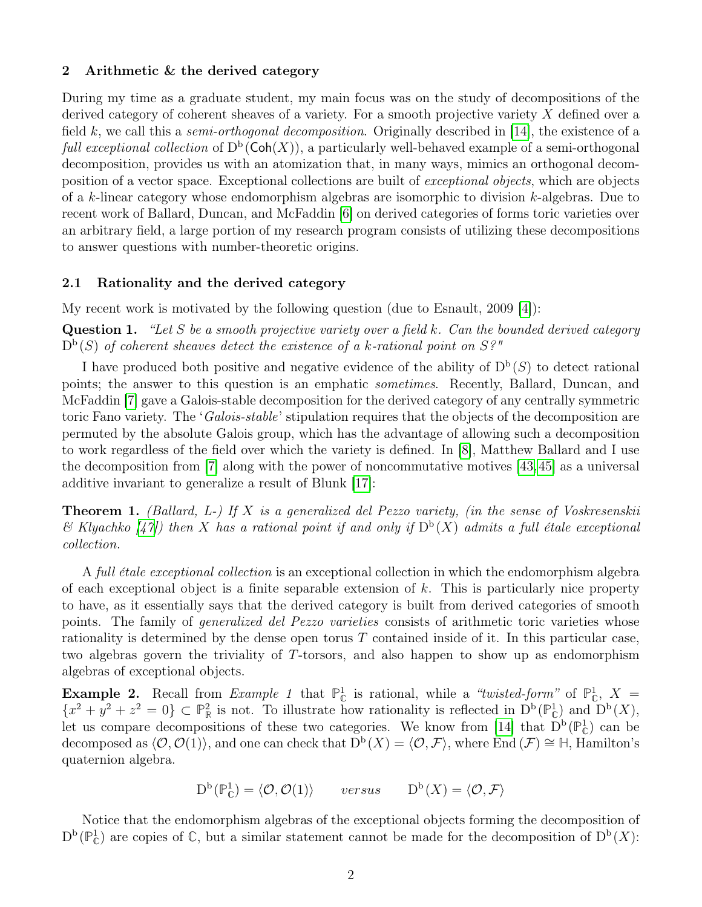## 2 Arithmetic & the derived category

During my time as a graduate student, my main focus was on the study of decompositions of the derived category of coherent sheaves of a variety. For a smooth projective variety $X$ defined over a field $k$, we call this a *semi-orthogonal decomposition*. Originally described in [14], the existence of a *full exceptional collection* of $\mathrm{D^b}(\mathsf{Coh}(X))$, a particularly well-behaved example of a semi-orthogonal decomposition, provides us with an atomization that, in many ways, mimics an orthogonal decomposition of a vector space. Exceptional collections are built of *exceptional objects*, which are objects of a $k$-linear category whose endomorphism algebras are isomorphic to division $k$-algebras. Due to recent work of Ballard, Duncan, and McFaddin [6] on derived categories of forms toric varieties over an arbitrary field, a large portion of my research program consists of utilizing these decompositions to answer questions with number-theoretic origins.

### 2.1 Rationality and the derived category

My recent work is motivated by the following question (due to Esnault, 2009 [4]):

**Question 1.** *"Let $S$ be a smooth projective variety over a field $k$. Can the bounded derived category $\mathrm{D^b}(S)$ of coherent sheaves detect the existence of a $k$-rational point on $S$?"*

I have produced both positive and negative evidence of the ability of $\mathrm{D^b}(S)$ to detect rational points; the answer to this question is an emphatic *sometimes*. Recently, Ballard, Duncan, and McFaddin [7] gave a Galois-stable decomposition for the derived category of any centrally symmetric toric Fano variety. The '*Galois-stable*' stipulation requires that the objects of the decomposition are permuted by the absolute Galois group, which has the advantage of allowing such a decomposition to work regardless of the field over which the variety is defined. In [8], Matthew Ballard and I use the decomposition from [7] along with the power of noncommutative motives [43,45] as a universal additive invariant to generalize a result of Blunk [17]:

**Theorem 1.** *(Ballard, L-) If $X$ is a generalized del Pezzo variety, (in the sense of Voskresenskii & Klyachko [47]) then $X$ has a rational point if and only if $\mathrm{D^b}(X)$ admits a full étale exceptional collection.*

A *full étale exceptional collection* is an exceptional collection in which the endomorphism algebra of each exceptional object is a finite separable extension of $k$. This is particularly nice property to have, as it essentially says that the derived category is built from derived categories of smooth points. The family of *generalized del Pezzo varieties* consists of arithmetic toric varieties whose rationality is determined by the dense open torus $T$ contained inside of it. In this particular case, two algebras govern the triviality of $T$-torsors, and also happen to show up as endomorphism algebras of exceptional objects.

**Example 2.** Recall from *Example 1* that $\mathbb{P}^1_{\mathbb{C}}$ is rational, while a *"twisted-form"* of $\mathbb{P}^1_{\mathbb{C}}$, $X = \{x^2 + y^2 + z^2 = 0\} \subset \mathbb{P}^2_{\mathbb{R}}$ is not. To illustrate how rationality is reflected in $\mathrm{D^b}(\mathbb{P}^1_{\mathbb{C}})$ and $\mathrm{D^b}(X)$, let us compare decompositions of these two categories. We know from [14] that $\mathrm{D^b}(\mathbb{P}^1_{\mathbb{C}})$ can be decomposed as $\langle \mathcal{O}, \mathcal{O}(1)\rangle$, and one can check that $\mathrm{D^b}(X) = \langle \mathcal{O}, \mathcal{F}\rangle$, where $\mathrm{End}\,(\mathcal{F}) \cong \mathbb{H}$, Hamilton's quaternion algebra.

$$\mathrm{D^b}(\mathbb{P}^1_{\mathbb{C}}) = \langle \mathcal{O}, \mathcal{O}(1)\rangle \qquad \textit{versus} \qquad \mathrm{D^b}(X) = \langle \mathcal{O}, \mathcal{F}\rangle$$

Notice that the endomorphism algebras of the exceptional objects forming the decomposition of $\mathrm{D^b}(\mathbb{P}^1_{\mathbb{C}})$ are copies of $\mathbb{C}$, but a similar statement cannot be made for the decomposition of $\mathrm{D^b}(X)$: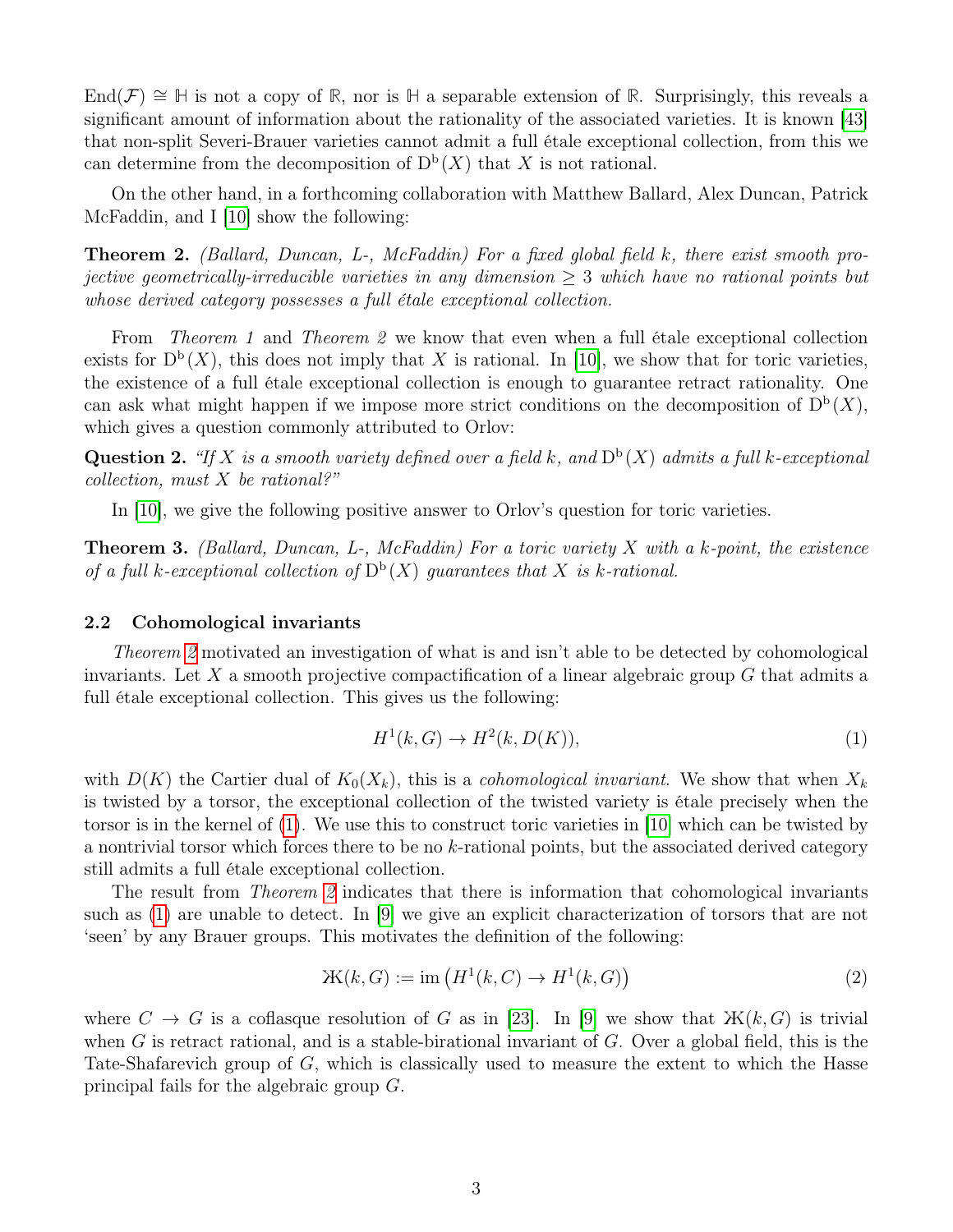$\mathrm{End}(\mathcal{F}) \cong \mathbb{H}$ is not a copy of $\mathbb{R}$, nor is $\mathbb{H}$ a separable extension of $\mathbb{R}$. Surprisingly, this reveals a significant amount of information about the rationality of the associated varieties. It is known [43] that non-split Severi-Brauer varieties cannot admit a full étale exceptional collection, from this we can determine from the decomposition of $\mathrm{D^b}(X)$ that $X$ is not rational.

On the other hand, in a forthcoming collaboration with Matthew Ballard, Alex Duncan, Patrick McFaddin, and I [10] show the following:

**Theorem 2.** *(Ballard, Duncan, L-, McFaddin) For a fixed global field $k$, there exist smooth projective geometrically-irreducible varieties in any dimension $\geq 3$ which have no rational points but whose derived category possesses a full étale exceptional collection.*

From *Theorem 1* and *Theorem 2* we know that even when a full étale exceptional collection exists for $\mathrm{D^b}(X)$, this does not imply that $X$ is rational. In [10], we show that for toric varieties, the existence of a full étale exceptional collection is enough to guarantee retract rationality. One can ask what might happen if we impose more strict conditions on the decomposition of $\mathrm{D^b}(X)$, which gives a question commonly attributed to Orlov:

**Question 2.** *"If $X$ is a smooth variety defined over a field $k$, and $\mathrm{D^b}(X)$ admits a full $k$-exceptional collection, must $X$ be rational?"*

In [10], we give the following positive answer to Orlov's question for toric varieties.

**Theorem 3.** *(Ballard, Duncan, L-, McFaddin) For a toric variety $X$ with a $k$-point, the existence of a full $k$-exceptional collection of $\mathrm{D^b}(X)$ guarantees that $X$ is $k$-rational.*

### 2.2 Cohomological invariants

*Theorem 2* motivated an investigation of what is and isn't able to be detected by cohomological invariants. Let $X$ a smooth projective compactification of a linear algebraic group $G$ that admits a full étale exceptional collection. This gives us the following:

$$H^1(k, G) \to H^2(k, D(K)), \tag{1}$$

with $D(K)$ the Cartier dual of $K_0(X_k)$, this is a *cohomological invariant*. We show that when $X_k$ is twisted by a torsor, the exceptional collection of the twisted variety is étale precisely when the torsor is in the kernel of (1). We use this to construct toric varieties in [10] which can be twisted by a nontrivial torsor which forces there to be no $k$-rational points, but the associated derived category still admits a full étale exceptional collection.

The result from *Theorem 2* indicates that there is information that cohomological invariants such as (1) are unable to detect. In [9] we give an explicit characterization of torsors that are not 'seen' by any Brauer groups. This motivates the definition of the following:

$$Ж(k, G) := \mathrm{im}\left(H^1(k, C) \to H^1(k, G)\right) \tag{2}$$

where $C \to G$ is a coflasque resolution of $G$ as in [23]. In [9] we show that $Ж(k, G)$ is trivial when $G$ is retract rational, and is a stable-birational invariant of $G$. Over a global field, this is the Tate-Shafarevich group of $G$, which is classically used to measure the extent to which the Hasse principal fails for the algebraic group $G$.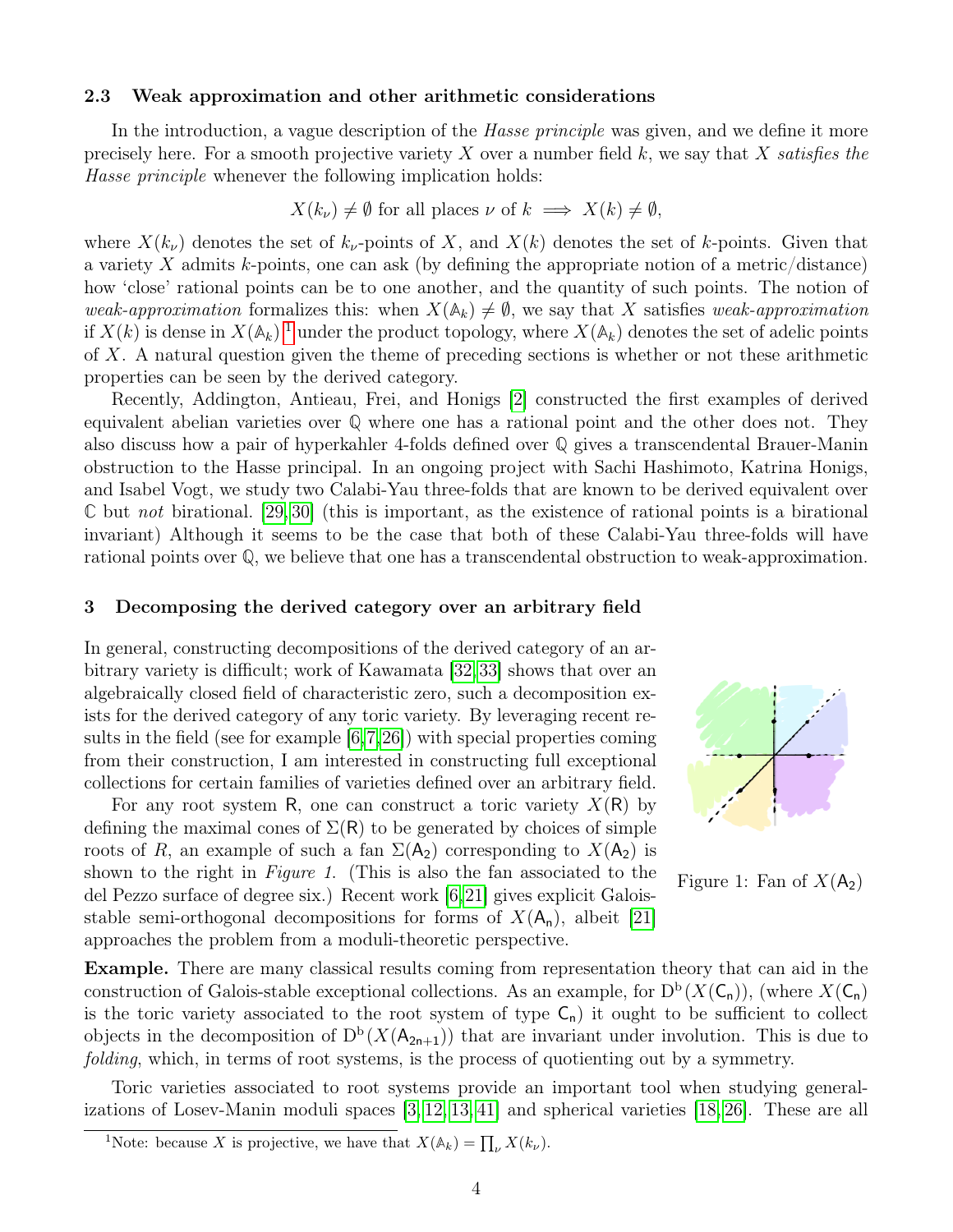### 2.3 Weak approximation and other arithmetic considerations

In the introduction, a vague description of the *Hasse principle* was given, and we define it more precisely here. For a smooth projective variety $X$ over a number field $k$, we say that $X$ *satisfies the Hasse principle* whenever the following implication holds:

$$X(k_\nu) \neq \emptyset \text{ for all places } \nu \text{ of } k \implies X(k) \neq \emptyset,$$

where $X(k_\nu)$ denotes the set of $k_\nu$-points of $X$, and $X(k)$ denotes the set of $k$-points. Given that a variety $X$ admits $k$-points, one can ask (by defining the appropriate notion of a metric/distance) how 'close' rational points can be to one another, and the quantity of such points. The notion of *weak-approximation* formalizes this: when $X(\mathbb{A}_k) \neq \emptyset$, we say that $X$ satisfies *weak-approximation* if $X(k)$ is dense in $X(\mathbb{A}_k)$ [1] under the product topology, where $X(\mathbb{A}_k)$ denotes the set of adelic points of $X$. A natural question given the theme of preceding sections is whether or not these arithmetic properties can be seen by the derived category.

Recently, Addington, Antieau, Frei, and Honigs [2] constructed the first examples of derived equivalent abelian varieties over $\mathbb{Q}$ where one has a rational point and the other does not. They also discuss how a pair of hyperkahler 4-folds defined over $\mathbb{Q}$ gives a transcendental Brauer-Manin obstruction to the Hasse principal. In an ongoing project with Sachi Hashimoto, Katrina Honigs, and Isabel Vogt, we study two Calabi-Yau three-folds that are known to be derived equivalent over $\mathbb{C}$ but *not* birational. [29, 30] (this is important, as the existence of rational points is a birational invariant) Although it seems to be the case that both of these Calabi-Yau three-folds will have rational points over $\mathbb{Q}$, we believe that one has a transcendental obstruction to weak-approximation.

## 3 Decomposing the derived category over an arbitrary field

In general, constructing decompositions of the derived category of an arbitrary variety is difficult; work of Kawamata [32, 33] shows that over an algebraically closed field of characteristic zero, such a decomposition exists for the derived category of any toric variety. By leveraging recent results in the field (see for example [6, 7, 26]) with special properties coming from their construction, I am interested in constructing full exceptional collections for certain families of varieties defined over an arbitrary field.

For any root system $\mathsf{R}$, one can construct a toric variety $X(\mathsf{R})$ by defining the maximal cones of $\Sigma(\mathsf{R})$ to be generated by choices of simple roots of $R$, an example of such a fan $\Sigma(\mathsf{A}_2)$ corresponding to $X(\mathsf{A}_2)$ is shown to the right in *Figure 1*. (This is also the fan associated to the del Pezzo surface of degree six.) Recent work [6, 21] gives explicit Galois-stable semi-orthogonal decompositions for forms of $X(\mathsf{A}_n)$, albeit [21] approaches the problem from a moduli-theoretic perspective.

Figure 1: Fan of $X(\mathsf{A}_2)$

**Example.** There are many classical results coming from representation theory that can aid in the construction of Galois-stable exceptional collections. As an example, for $\mathrm{D}^{\mathrm{b}}(X(\mathsf{C}_n))$, (where $X(\mathsf{C}_n)$ is the toric variety associated to the root system of type $\mathsf{C}_n$) it ought to be sufficient to collect objects in the decomposition of $\mathrm{D}^{\mathrm{b}}(X(\mathsf{A}_{2n+1}))$ that are invariant under involution. This is due to *folding*, which, in terms of root systems, is the process of quotienting out by a symmetry.

Toric varieties associated to root systems provide an important tool when studying generalizations of Losev-Manin moduli spaces [3, 12, 13, 41] and spherical varieties [18, 26]. These are all

[1] Note: because $X$ is projective, we have that $X(\mathbb{A}_k) = \prod_\nu X(k_\nu)$.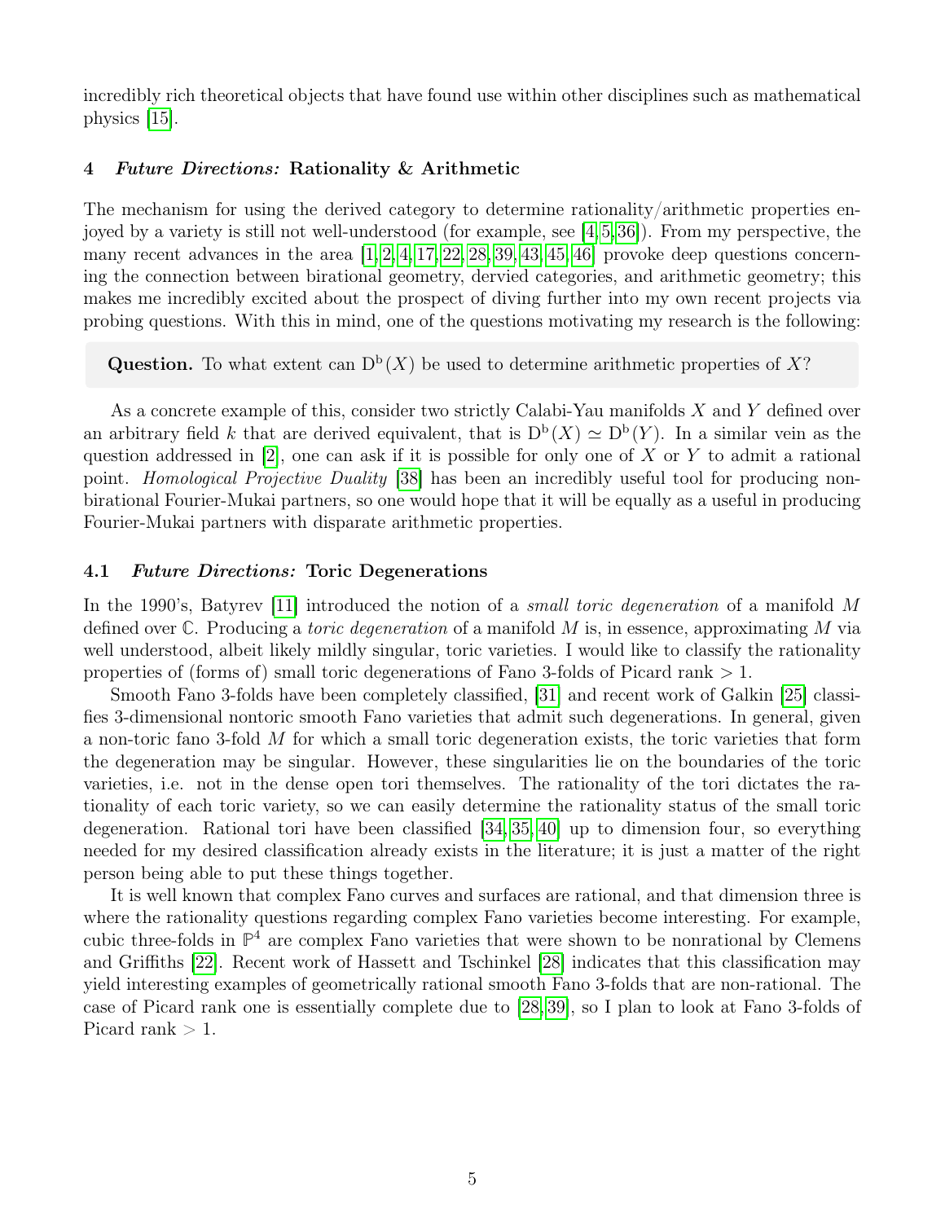incredibly rich theoretical objects that have found use within other disciplines such as mathematical physics [15].

## 4 *Future Directions:* Rationality & Arithmetic

The mechanism for using the derived category to determine rationality/arithmetic properties enjoyed by a variety is still not well-understood (for example, see [4,5,36]). From my perspective, the many recent advances in the area [1,2,4,17,22,28,39,43,45,46] provoke deep questions concerning the connection between birational geometry, dervied categories, and arithmetic geometry; this makes me incredibly excited about the prospect of diving further into my own recent projects via probing questions. With this in mind, one of the questions motivating my research is the following:

> **Question.** To what extent can $\mathrm{D^b}(X)$ be used to determine arithmetic properties of $X$?

As a concrete example of this, consider two strictly Calabi-Yau manifolds $X$ and $Y$ defined over an arbitrary field $k$ that are derived equivalent, that is $\mathrm{D^b}(X) \simeq \mathrm{D^b}(Y)$. In a similar vein as the question addressed in [2], one can ask if it is possible for only one of $X$ or $Y$ to admit a rational point. *Homological Projective Duality* [38] has been an incredibly useful tool for producing non-birational Fourier-Mukai partners, so one would hope that it will be equally as a useful in producing Fourier-Mukai partners with disparate arithmetic properties.

### 4.1 *Future Directions:* Toric Degenerations

In the 1990's, Batyrev [11] introduced the notion of a *small toric degeneration* of a manifold $M$ defined over $\mathbb{C}$. Producing a *toric degeneration* of a manifold $M$ is, in essence, approximating $M$ via well understood, albeit likely mildly singular, toric varieties. I would like to classify the rationality properties of (forms of) small toric degenerations of Fano 3-folds of Picard rank $> 1$.

Smooth Fano 3-folds have been completely classified, [31] and recent work of Galkin [25] classifies 3-dimensional nontoric smooth Fano varieties that admit such degenerations. In general, given a non-toric fano 3-fold $M$ for which a small toric degeneration exists, the toric varieties that form the degeneration may be singular. However, these singularities lie on the boundaries of the toric varieties, i.e. not in the dense open tori themselves. The rationality of the tori dictates the rationality of each toric variety, so we can easily determine the rationality status of the small toric degeneration. Rational tori have been classified [34,35,40] up to dimension four, so everything needed for my desired classification already exists in the literature; it is just a matter of the right person being able to put these things together.

It is well known that complex Fano curves and surfaces are rational, and that dimension three is where the rationality questions regarding complex Fano varieties become interesting. For example, cubic three-folds in $\mathbb{P}^4$ are complex Fano varieties that were shown to be nonrational by Clemens and Griffiths [22]. Recent work of Hassett and Tschinkel [28] indicates that this classification may yield interesting examples of geometrically rational smooth Fano 3-folds that are non-rational. The case of Picard rank one is essentially complete due to [28,39], so I plan to look at Fano 3-folds of Picard rank $> 1$.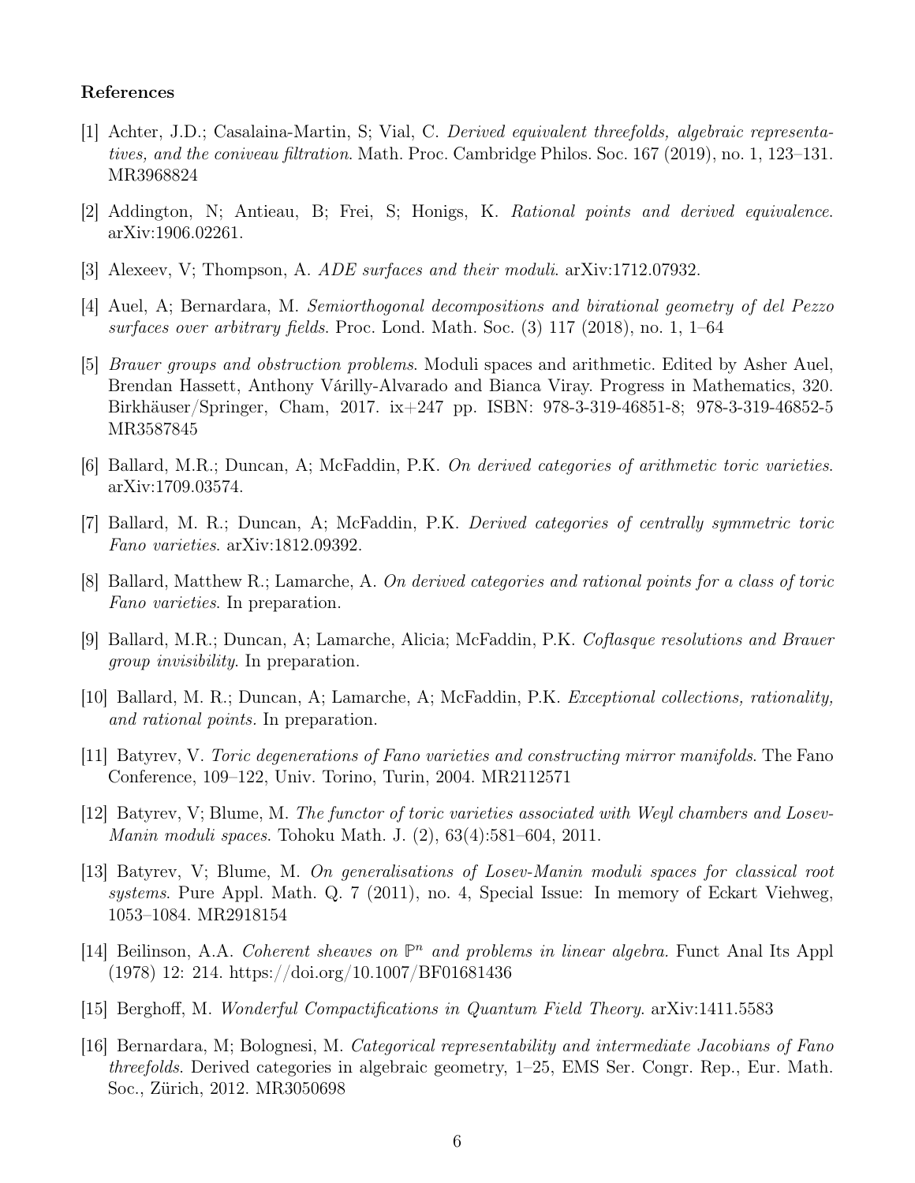### References

[1] Achter, J.D.; Casalaina-Martin, S; Vial, C. *Derived equivalent threefolds, algebraic representatives, and the coniveau filtration*. Math. Proc. Cambridge Philos. Soc. 167 (2019), no. 1, 123–131. MR3968824

[2] Addington, N; Antieau, B; Frei, S; Honigs, K. *Rational points and derived equivalence*. arXiv:1906.02261.

[3] Alexeev, V; Thompson, A. *ADE surfaces and their moduli*. arXiv:1712.07932.

[4] Auel, A; Bernardara, M. *Semiorthogonal decompositions and birational geometry of del Pezzo surfaces over arbitrary fields*. Proc. Lond. Math. Soc. (3) 117 (2018), no. 1, 1–64

[5] *Brauer groups and obstruction problems*. Moduli spaces and arithmetic. Edited by Asher Auel, Brendan Hassett, Anthony Várilly-Alvarado and Bianca Viray. Progress in Mathematics, 320. Birkhäuser/Springer, Cham, 2017. ix+247 pp. ISBN: 978-3-319-46851-8; 978-3-319-46852-5 MR3587845

[6] Ballard, M.R.; Duncan, A; McFaddin, P.K. *On derived categories of arithmetic toric varieties*. arXiv:1709.03574.

[7] Ballard, M. R.; Duncan, A; McFaddin, P.K. *Derived categories of centrally symmetric toric Fano varieties*. arXiv:1812.09392.

[8] Ballard, Matthew R.; Lamarche, A. *On derived categories and rational points for a class of toric Fano varieties*. In preparation.

[9] Ballard, M.R.; Duncan, A; Lamarche, Alicia; McFaddin, P.K. *Coflasque resolutions and Brauer group invisibility*. In preparation.

[10] Ballard, M. R.; Duncan, A; Lamarche, A; McFaddin, P.K. *Exceptional collections, rationality, and rational points*. In preparation.

[11] Batyrev, V. *Toric degenerations of Fano varieties and constructing mirror manifolds*. The Fano Conference, 109–122, Univ. Torino, Turin, 2004. MR2112571

[12] Batyrev, V; Blume, M. *The functor of toric varieties associated with Weyl chambers and Losev-Manin moduli spaces*. Tohoku Math. J. (2), 63(4):581–604, 2011.

[13] Batyrev, V; Blume, M. *On generalisations of Losev-Manin moduli spaces for classical root systems*. Pure Appl. Math. Q. 7 (2011), no. 4, Special Issue: In memory of Eckart Viehweg, 1053–1084. MR2918154

[14] Beilinson, A.A. *Coherent sheaves on $\mathbb{P}^n$ and problems in linear algebra*. Funct Anal Its Appl (1978) 12: 214. https://doi.org/10.1007/BF01681436

[15] Berghoff, M. *Wonderful Compactifications in Quantum Field Theory*. arXiv:1411.5583

[16] Bernardara, M; Bolognesi, M. *Categorical representability and intermediate Jacobians of Fano threefolds*. Derived categories in algebraic geometry, 1–25, EMS Ser. Congr. Rep., Eur. Math. Soc., Zürich, 2012. MR3050698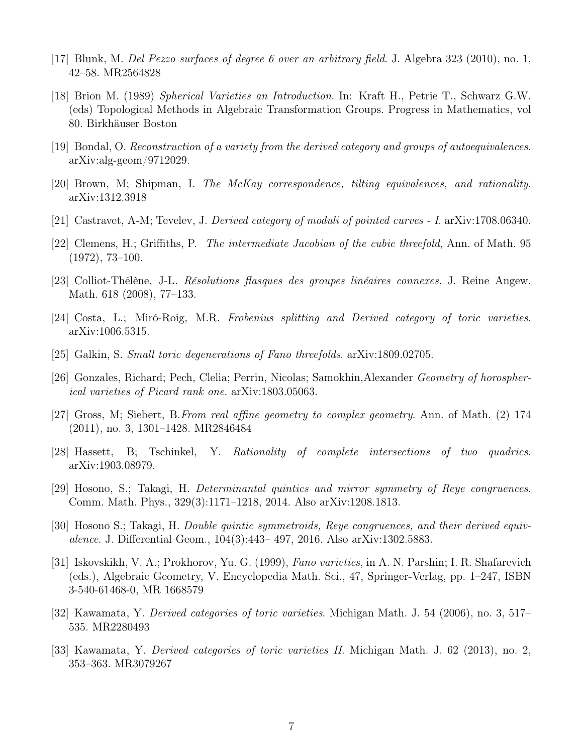[17] Blunk, M. *Del Pezzo surfaces of degree 6 over an arbitrary field*. J. Algebra 323 (2010), no. 1, 42–58. MR2564828

[18] Brion M. (1989) *Spherical Varieties an Introduction*. In: Kraft H., Petrie T., Schwarz G.W. (eds) Topological Methods in Algebraic Transformation Groups. Progress in Mathematics, vol 80. Birkhäuser Boston

[19] Bondal, O. *Reconstruction of a variety from the derived category and groups of autoequivalences*. arXiv:alg-geom/9712029.

[20] Brown, M; Shipman, I. *The McKay correspondence, tilting equivalences, and rationality*. arXiv:1312.3918

[21] Castravet, A-M; Tevelev, J. *Derived category of moduli of pointed curves - I*. arXiv:1708.06340.

[22] Clemens, H.; Griffiths, P. *The intermediate Jacobian of the cubic threefold*, Ann. of Math. 95 (1972), 73–100.

[23] Colliot-Thélène, J-L. *Résolutions flasques des groupes linéaires connexes*. J. Reine Angew. Math. 618 (2008), 77–133.

[24] Costa, L.; Miró-Roig, M.R. *Frobenius splitting and Derived category of toric varieties*. arXiv:1006.5315.

[25] Galkin, S. *Small toric degenerations of Fano threefolds*. arXiv:1809.02705.

[26] Gonzales, Richard; Pech, Clelia; Perrin, Nicolas; Samokhin,Alexander *Geometry of horospherical varieties of Picard rank one*. arXiv:1803.05063.

[27] Gross, M; Siebert, B.*From real affine geometry to complex geometry*. Ann. of Math. (2) 174 (2011), no. 3, 1301–1428. MR2846484

[28] Hassett, B; Tschinkel, Y. *Rationality of complete intersections of two quadrics*. arXiv:1903.08979.

[29] Hosono, S.; Takagi, H. *Determinantal quintics and mirror symmetry of Reye congruences*. Comm. Math. Phys., 329(3):1171–1218, 2014. Also arXiv:1208.1813.

[30] Hosono S.; Takagi, H. *Double quintic symmetroids, Reye congruences, and their derived equivalence*. J. Differential Geom., 104(3):443– 497, 2016. Also arXiv:1302.5883.

[31] Iskovskikh, V. A.; Prokhorov, Yu. G. (1999), *Fano varieties*, in A. N. Parshin; I. R. Shafarevich (eds.), Algebraic Geometry, V. Encyclopedia Math. Sci., 47, Springer-Verlag, pp. 1–247, ISBN 3-540-61468-0, MR 1668579

[32] Kawamata, Y. *Derived categories of toric varieties*. Michigan Math. J. 54 (2006), no. 3, 517–535. MR2280493

[33] Kawamata, Y. *Derived categories of toric varieties II*. Michigan Math. J. 62 (2013), no. 2, 353–363. MR3079267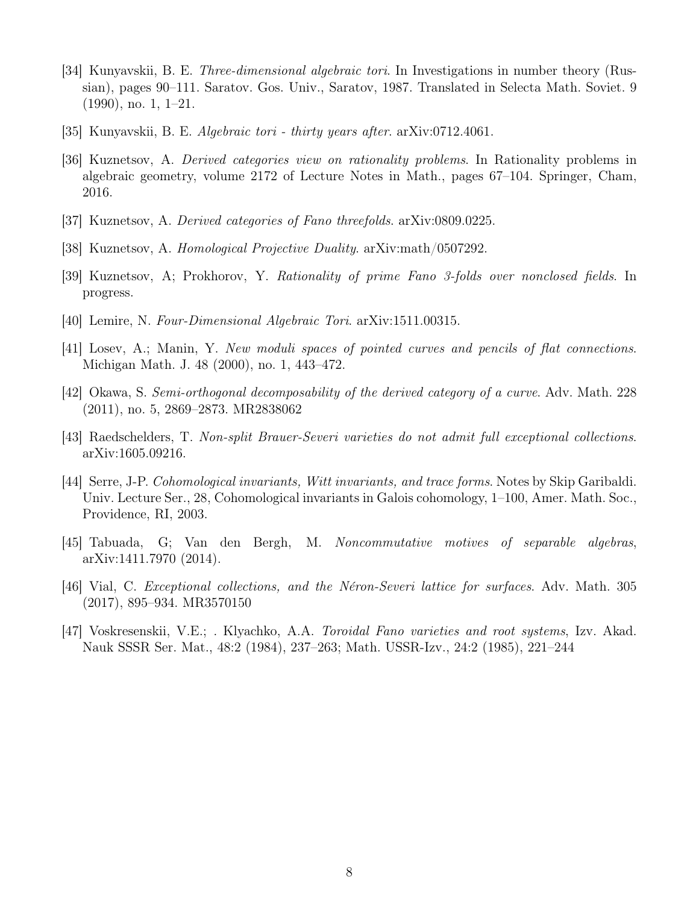[34] Kunyavskii, B. E. *Three-dimensional algebraic tori*. In Investigations in number theory (Russian), pages 90–111. Saratov. Gos. Univ., Saratov, 1987. Translated in Selecta Math. Soviet. 9 (1990), no. 1, 1–21.

[35] Kunyavskii, B. E. *Algebraic tori - thirty years after*. arXiv:0712.4061.

[36] Kuznetsov, A. *Derived categories view on rationality problems*. In Rationality problems in algebraic geometry, volume 2172 of Lecture Notes in Math., pages 67–104. Springer, Cham, 2016.

[37] Kuznetsov, A. *Derived categories of Fano threefolds*. arXiv:0809.0225.

[38] Kuznetsov, A. *Homological Projective Duality*. arXiv:math/0507292.

[39] Kuznetsov, A; Prokhorov, Y. *Rationality of prime Fano 3-folds over nonclosed fields*. In progress.

[40] Lemire, N. *Four-Dimensional Algebraic Tori*. arXiv:1511.00315.

[41] Losev, A.; Manin, Y. *New moduli spaces of pointed curves and pencils of flat connections*. Michigan Math. J. 48 (2000), no. 1, 443–472.

[42] Okawa, S. *Semi-orthogonal decomposability of the derived category of a curve*. Adv. Math. 228 (2011), no. 5, 2869–2873. MR2838062

[43] Raedschelders, T. *Non-split Brauer-Severi varieties do not admit full exceptional collections*. arXiv:1605.09216.

[44] Serre, J-P. *Cohomological invariants, Witt invariants, and trace forms*. Notes by Skip Garibaldi. Univ. Lecture Ser., 28, Cohomological invariants in Galois cohomology, 1–100, Amer. Math. Soc., Providence, RI, 2003.

[45] Tabuada, G; Van den Bergh, M. *Noncommutative motives of separable algebras*, arXiv:1411.7970 (2014).

[46] Vial, C. *Exceptional collections, and the Néron-Severi lattice for surfaces*. Adv. Math. 305 (2017), 895–934. MR3570150

[47] Voskresenskii, V.E.; . Klyachko, A.A. *Toroidal Fano varieties and root systems*, Izv. Akad. Nauk SSSR Ser. Mat., 48:2 (1984), 237–263; Math. USSR-Izv., 24:2 (1985), 221–244